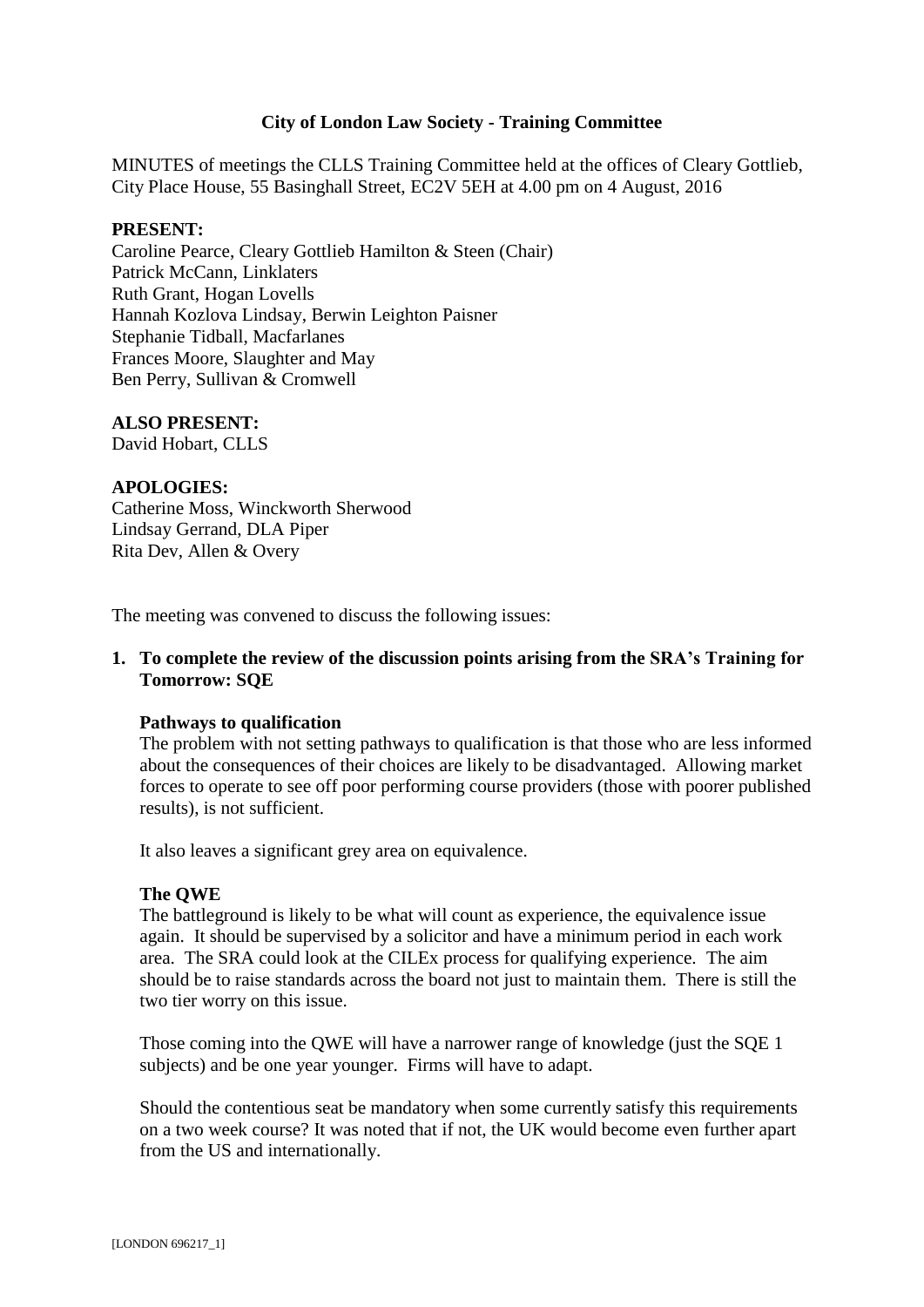**City of London Law Society - Training Committee**

MINUTES of meetings the CLLS Training Committee held at the offices of Cleary Gottlieb, City Place House, 55 Basinghall Street, EC2V 5EH at 4.00 pm on 4 August, 2016

**PRESENT:**
Caroline Pearce, Cleary Gottlieb Hamilton & Steen (Chair)
Patrick McCann, Linklaters
Ruth Grant, Hogan Lovells
Hannah Kozlova Lindsay, Berwin Leighton Paisner
Stephanie Tidball, Macfarlanes
Frances Moore, Slaughter and May
Ben Perry, Sullivan & Cromwell

**ALSO PRESENT:**
David Hobart, CLLS

**APOLOGIES:**
Catherine Moss, Winckworth Sherwood
Lindsay Gerrand, DLA Piper
Rita Dev, Allen & Overy

The meeting was convened to discuss the following issues:

1. **To complete the review of the discussion points arising from the SRA's Training for Tomorrow: SQE**

   **Pathways to qualification**
   The problem with not setting pathways to qualification is that those who are less informed about the consequences of their choices are likely to be disadvantaged. Allowing market forces to operate to see off poor performing course providers (those with poorer published results), is not sufficient.

   It also leaves a significant grey area on equivalence.

   **The QWE**
   The battleground is likely to be what will count as experience, the equivalence issue again. It should be supervised by a solicitor and have a minimum period in each work area. The SRA could look at the CILEx process for qualifying experience. The aim should be to raise standards across the board not just to maintain them. There is still the two tier worry on this issue.

   Those coming into the QWE will have a narrower range of knowledge (just the SQE 1 subjects) and be one year younger. Firms will have to adapt.

   Should the contentious seat be mandatory when some currently satisfy this requirements on a two week course? It was noted that if not, the UK would become even further apart from the US and internationally.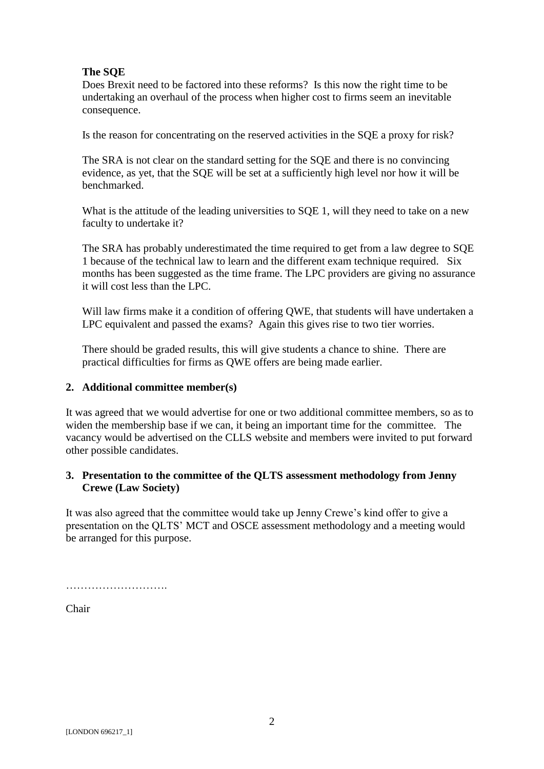**The SQE**

Does Brexit need to be factored into these reforms? Is this now the right time to be undertaking an overhaul of the process when higher cost to firms seem an inevitable consequence.

Is the reason for concentrating on the reserved activities in the SQE a proxy for risk?

The SRA is not clear on the standard setting for the SQE and there is no convincing evidence, as yet, that the SQE will be set at a sufficiently high level nor how it will be benchmarked.

What is the attitude of the leading universities to SQE 1, will they need to take on a new faculty to undertake it?

The SRA has probably underestimated the time required to get from a law degree to SQE 1 because of the technical law to learn and the different exam technique required. Six months has been suggested as the time frame. The LPC providers are giving no assurance it will cost less than the LPC.

Will law firms make it a condition of offering QWE, that students will have undertaken a LPC equivalent and passed the exams? Again this gives rise to two tier worries.

There should be graded results, this will give students a chance to shine. There are practical difficulties for firms as QWE offers are being made earlier.

## 2. Additional committee member(s)

It was agreed that we would advertise for one or two additional committee members, so as to widen the membership base if we can, it being an important time for the committee. The vacancy would be advertised on the CLLS website and members were invited to put forward other possible candidates.

## 3. Presentation to the committee of the QLTS assessment methodology from Jenny Crewe (Law Society)

It was also agreed that the committee would take up Jenny Crewe's kind offer to give a presentation on the QLTS' MCT and OSCE assessment methodology and a meeting would be arranged for this purpose.

……………………….

Chair

[LONDON 696217_1]